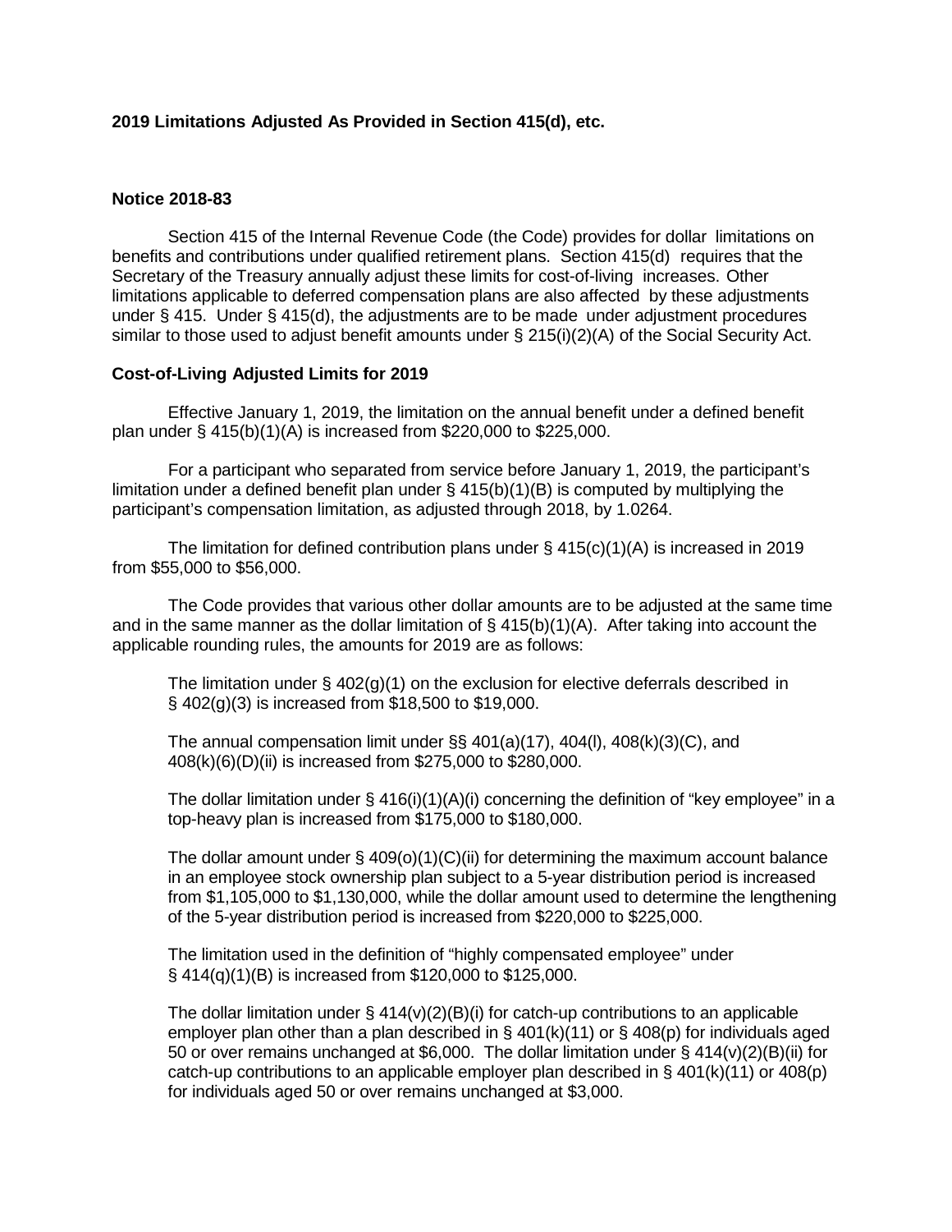**2019 Limitations Adjusted As Provided in Section 415(d), etc.**

**Notice 2018-83**

Section 415 of the Internal Revenue Code (the Code) provides for dollar limitations on benefits and contributions under qualified retirement plans. Section 415(d) requires that the Secretary of the Treasury annually adjust these limits for cost-of-living increases. Other limitations applicable to deferred compensation plans are also affected by these adjustments under § 415. Under § 415(d), the adjustments are to be made under adjustment procedures similar to those used to adjust benefit amounts under § 215(i)(2)(A) of the Social Security Act.

**Cost-of-Living Adjusted Limits for 2019**

Effective January 1, 2019, the limitation on the annual benefit under a defined benefit plan under § 415(b)(1)(A) is increased from $220,000 to $225,000.

For a participant who separated from service before January 1, 2019, the participant's limitation under a defined benefit plan under § 415(b)(1)(B) is computed by multiplying the participant's compensation limitation, as adjusted through 2018, by 1.0264.

The limitation for defined contribution plans under § 415(c)(1)(A) is increased in 2019 from $55,000 to $56,000.

The Code provides that various other dollar amounts are to be adjusted at the same time and in the same manner as the dollar limitation of § 415(b)(1)(A). After taking into account the applicable rounding rules, the amounts for 2019 are as follows:

The limitation under § 402(g)(1) on the exclusion for elective deferrals described in § 402(g)(3) is increased from $18,500 to $19,000.

The annual compensation limit under §§ 401(a)(17), 404(l), 408(k)(3)(C), and 408(k)(6)(D)(ii) is increased from $275,000 to $280,000.

The dollar limitation under § 416(i)(1)(A)(i) concerning the definition of "key employee" in a top-heavy plan is increased from $175,000 to $180,000.

The dollar amount under § 409(o)(1)(C)(ii) for determining the maximum account balance in an employee stock ownership plan subject to a 5-year distribution period is increased from $1,105,000 to $1,130,000, while the dollar amount used to determine the lengthening of the 5-year distribution period is increased from $220,000 to $225,000.

The limitation used in the definition of "highly compensated employee" under § 414(q)(1)(B) is increased from $120,000 to $125,000.

The dollar limitation under § 414(v)(2)(B)(i) for catch-up contributions to an applicable employer plan other than a plan described in § 401(k)(11) or § 408(p) for individuals aged 50 or over remains unchanged at $6,000. The dollar limitation under § 414(v)(2)(B)(ii) for catch-up contributions to an applicable employer plan described in § 401(k)(11) or 408(p) for individuals aged 50 or over remains unchanged at $3,000.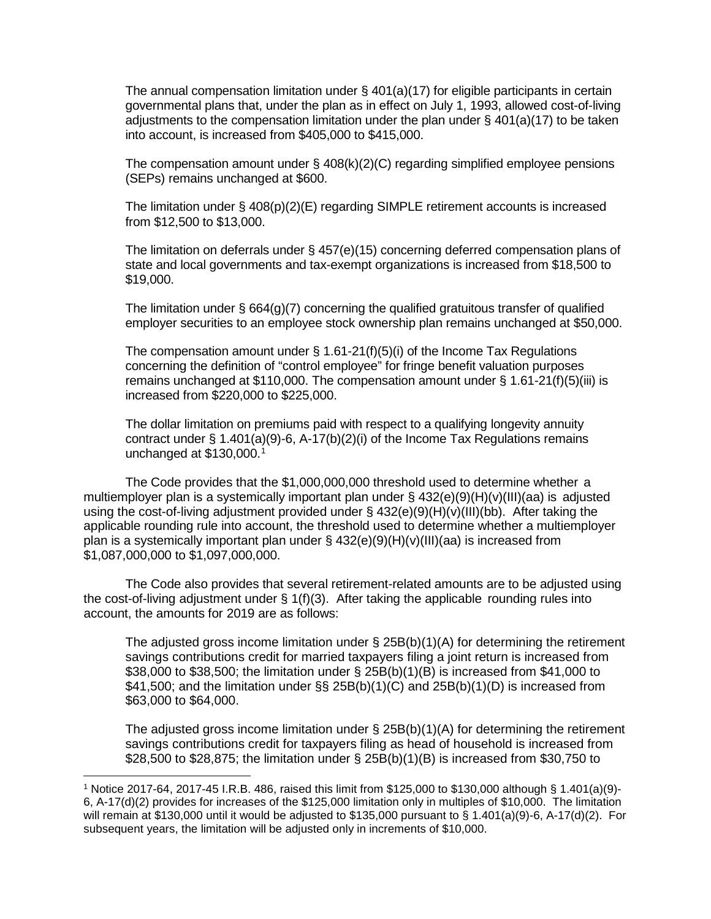The annual compensation limitation under § 401(a)(17) for eligible participants in certain governmental plans that, under the plan as in effect on July 1, 1993, allowed cost-of-living adjustments to the compensation limitation under the plan under § 401(a)(17) to be taken into account, is increased from $405,000 to $415,000.

The compensation amount under § 408(k)(2)(C) regarding simplified employee pensions (SEPs) remains unchanged at $600.

The limitation under § 408(p)(2)(E) regarding SIMPLE retirement accounts is increased from $12,500 to $13,000.

The limitation on deferrals under § 457(e)(15) concerning deferred compensation plans of state and local governments and tax-exempt organizations is increased from $18,500 to $19,000.

The limitation under § 664(g)(7) concerning the qualified gratuitous transfer of qualified employer securities to an employee stock ownership plan remains unchanged at $50,000.

The compensation amount under § 1.61-21(f)(5)(i) of the Income Tax Regulations concerning the definition of "control employee" for fringe benefit valuation purposes remains unchanged at $110,000. The compensation amount under § 1.61-21(f)(5)(iii) is increased from $220,000 to $225,000.

The dollar limitation on premiums paid with respect to a qualifying longevity annuity contract under § 1.401(a)(9)-6, A-17(b)(2)(i) of the Income Tax Regulations remains unchanged at $130,000.[1]

The Code provides that the $1,000,000,000 threshold used to determine whether a multiemployer plan is a systemically important plan under § 432(e)(9)(H)(v)(III)(aa) is adjusted using the cost-of-living adjustment provided under § 432(e)(9)(H)(v)(III)(bb). After taking the applicable rounding rule into account, the threshold used to determine whether a multiemployer plan is a systemically important plan under § 432(e)(9)(H)(v)(III)(aa) is increased from $1,087,000,000 to $1,097,000,000.

The Code also provides that several retirement-related amounts are to be adjusted using the cost-of-living adjustment under § 1(f)(3). After taking the applicable rounding rules into account, the amounts for 2019 are as follows:

The adjusted gross income limitation under § 25B(b)(1)(A) for determining the retirement savings contributions credit for married taxpayers filing a joint return is increased from $38,000 to $38,500; the limitation under § 25B(b)(1)(B) is increased from $41,000 to $41,500; and the limitation under §§ 25B(b)(1)(C) and 25B(b)(1)(D) is increased from $63,000 to $64,000.

The adjusted gross income limitation under § 25B(b)(1)(A) for determining the retirement savings contributions credit for taxpayers filing as head of household is increased from $28,500 to $28,875; the limitation under § 25B(b)(1)(B) is increased from $30,750 to

[1] Notice 2017-64, 2017-45 I.R.B. 486, raised this limit from $125,000 to $130,000 although § 1.401(a)(9)-6, A-17(d)(2) provides for increases of the $125,000 limitation only in multiples of $10,000. The limitation will remain at $130,000 until it would be adjusted to $135,000 pursuant to § 1.401(a)(9)-6, A-17(d)(2). For subsequent years, the limitation will be adjusted only in increments of $10,000.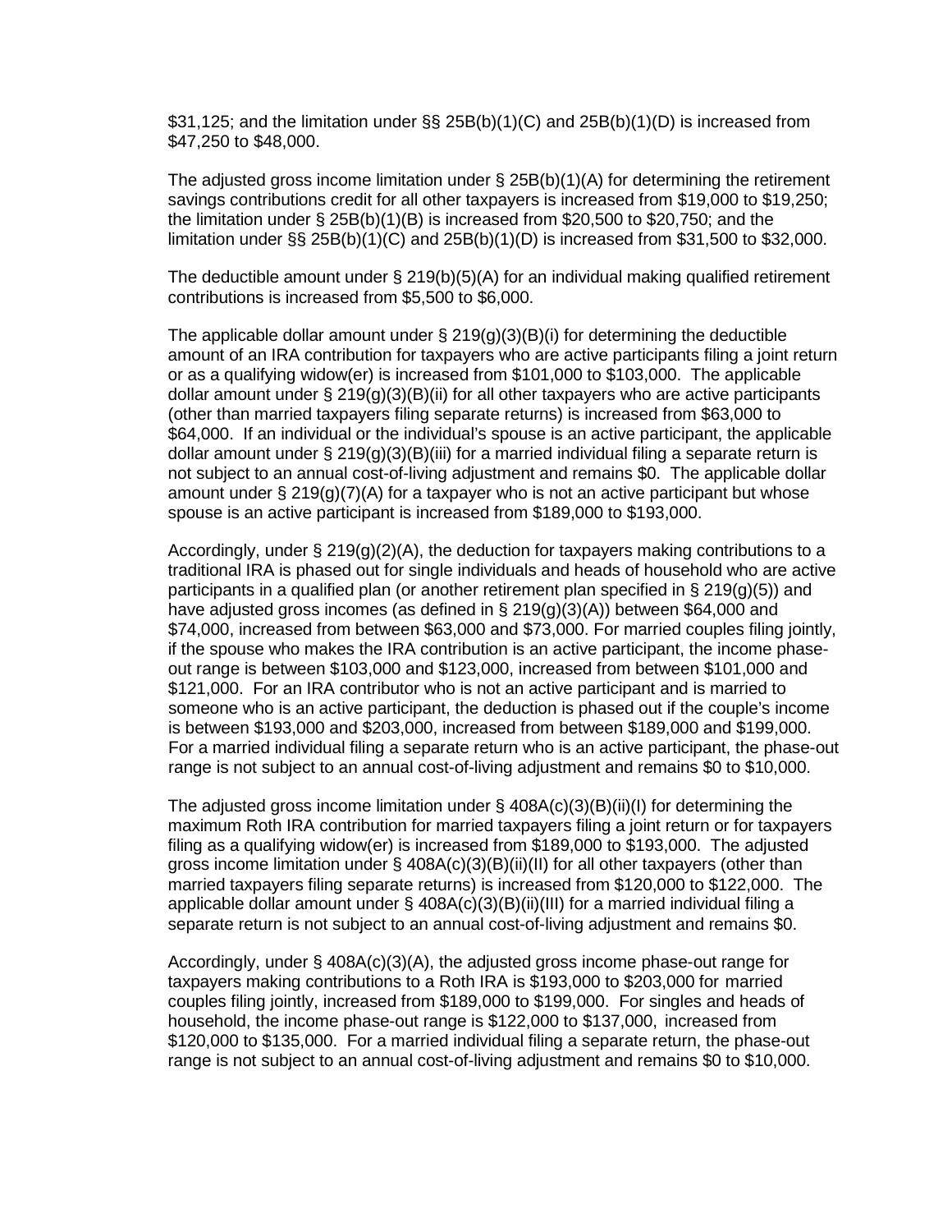$31,125; and the limitation under §§ 25B(b)(1)(C) and 25B(b)(1)(D) is increased from $47,250 to $48,000.

The adjusted gross income limitation under § 25B(b)(1)(A) for determining the retirement savings contributions credit for all other taxpayers is increased from $19,000 to $19,250; the limitation under § 25B(b)(1)(B) is increased from $20,500 to $20,750; and the limitation under §§ 25B(b)(1)(C) and 25B(b)(1)(D) is increased from $31,500 to $32,000.

The deductible amount under § 219(b)(5)(A) for an individual making qualified retirement contributions is increased from $5,500 to $6,000.

The applicable dollar amount under § 219(g)(3)(B)(i) for determining the deductible amount of an IRA contribution for taxpayers who are active participants filing a joint return or as a qualifying widow(er) is increased from $101,000 to $103,000. The applicable dollar amount under § 219(g)(3)(B)(ii) for all other taxpayers who are active participants (other than married taxpayers filing separate returns) is increased from $63,000 to $64,000. If an individual or the individual's spouse is an active participant, the applicable dollar amount under § 219(g)(3)(B)(iii) for a married individual filing a separate return is not subject to an annual cost-of-living adjustment and remains $0. The applicable dollar amount under § 219(g)(7)(A) for a taxpayer who is not an active participant but whose spouse is an active participant is increased from $189,000 to $193,000.

Accordingly, under § 219(g)(2)(A), the deduction for taxpayers making contributions to a traditional IRA is phased out for single individuals and heads of household who are active participants in a qualified plan (or another retirement plan specified in § 219(g)(5)) and have adjusted gross incomes (as defined in § 219(g)(3)(A)) between $64,000 and $74,000, increased from between $63,000 and $73,000. For married couples filing jointly, if the spouse who makes the IRA contribution is an active participant, the income phase-out range is between $103,000 and $123,000, increased from between $101,000 and $121,000. For an IRA contributor who is not an active participant and is married to someone who is an active participant, the deduction is phased out if the couple's income is between $193,000 and $203,000, increased from between $189,000 and $199,000. For a married individual filing a separate return who is an active participant, the phase-out range is not subject to an annual cost-of-living adjustment and remains $0 to $10,000.

The adjusted gross income limitation under § 408A(c)(3)(B)(ii)(I) for determining the maximum Roth IRA contribution for married taxpayers filing a joint return or for taxpayers filing as a qualifying widow(er) is increased from $189,000 to $193,000. The adjusted gross income limitation under § 408A(c)(3)(B)(ii)(II) for all other taxpayers (other than married taxpayers filing separate returns) is increased from $120,000 to $122,000. The applicable dollar amount under § 408A(c)(3)(B)(ii)(III) for a married individual filing a separate return is not subject to an annual cost-of-living adjustment and remains $0.

Accordingly, under § 408A(c)(3)(A), the adjusted gross income phase-out range for taxpayers making contributions to a Roth IRA is $193,000 to $203,000 for married couples filing jointly, increased from $189,000 to $199,000. For singles and heads of household, the income phase-out range is $122,000 to $137,000, increased from $120,000 to $135,000. For a married individual filing a separate return, the phase-out range is not subject to an annual cost-of-living adjustment and remains $0 to $10,000.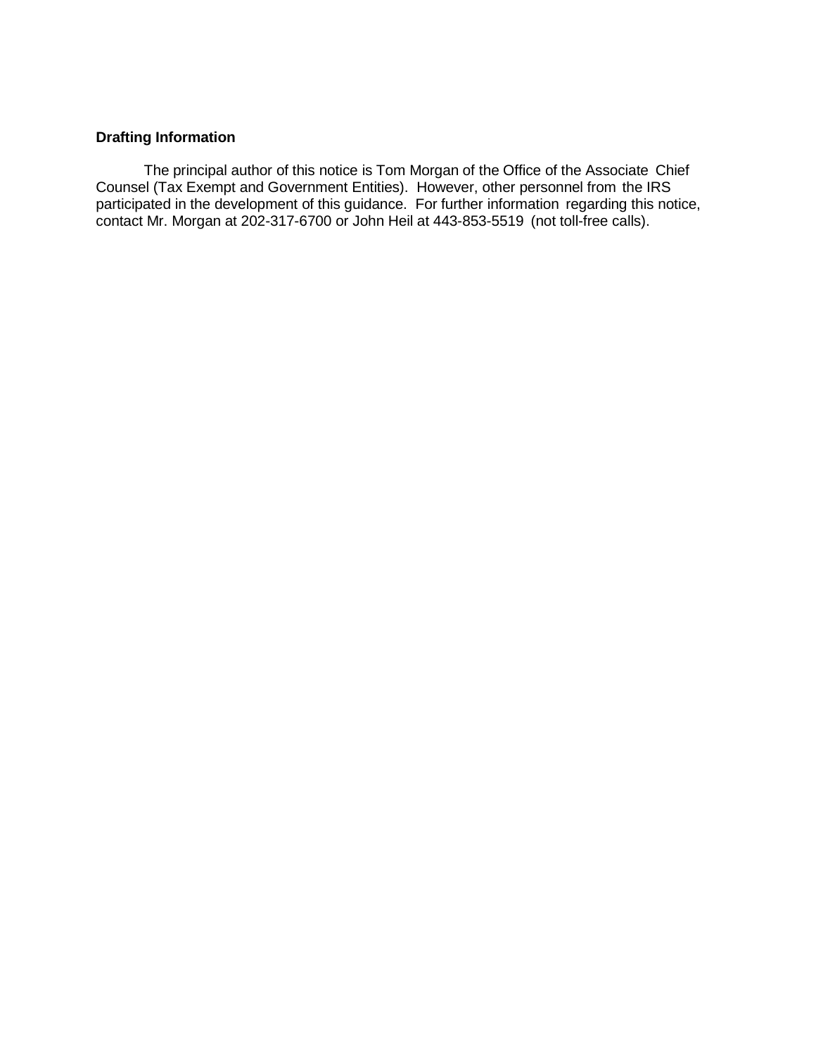**Drafting Information**

The principal author of this notice is Tom Morgan of the Office of the Associate Chief Counsel (Tax Exempt and Government Entities). However, other personnel from the IRS participated in the development of this guidance. For further information regarding this notice, contact Mr. Morgan at 202-317-6700 or John Heil at 443-853-5519 (not toll-free calls).